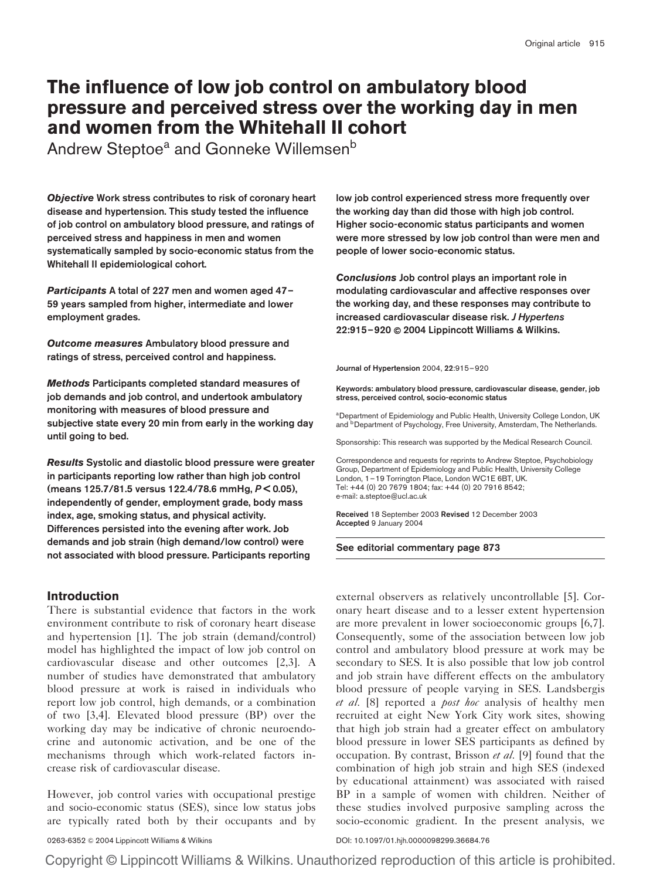# The influence of low job control on ambulatory blood pressure and perceived stress over the working day in men and women from the Whitehall II cohort

Andrew Steptoe[a] and Gonneke Willemsen[b]

***Objective*** **Work stress contributes to risk of coronary heart disease and hypertension. This study tested the influence of job control on ambulatory blood pressure, and ratings of perceived stress and happiness in men and women systematically sampled by socio-economic status from the Whitehall II epidemiological cohort.**

***Participants*** **A total of 227 men and women aged 47–59 years sampled from higher, intermediate and lower employment grades.**

***Outcome measures*** **Ambulatory blood pressure and ratings of stress, perceived control and happiness.**

***Methods*** **Participants completed standard measures of job demands and job control, and undertook ambulatory monitoring with measures of blood pressure and subjective state every 20 min from early in the working day until going to bed.**

***Results*** **Systolic and diastolic blood pressure were greater in participants reporting low rather than high job control (means 125.7/81.5 versus 122.4/78.6 mmHg, $P < 0.05$), independently of gender, employment grade, body mass index, age, smoking status, and physical activity. Differences persisted into the evening after work. Job demands and job strain (high demand/low control) were not associated with blood pressure. Participants reporting low job control experienced stress more frequently over the working day than did those with high job control. Higher socio-economic status participants and women were more stressed by low job control than were men and people of lower socio-economic status.**

***Conclusions*** **Job control plays an important role in modulating cardiovascular and affective responses over the working day, and these responses may contribute to increased cardiovascular disease risk.** ***J Hypertens*** **22:915–920 © 2004 Lippincott Williams & Wilkins.**

Journal of Hypertension 2004, **22**:915–920

**Keywords: ambulatory blood pressure, cardiovascular disease, gender, job stress, perceived control, socio-economic status**

[a]Department of Epidemiology and Public Health, University College London, UK and [b]Department of Psychology, Free University, Amsterdam, The Netherlands.

Sponsorship: This research was supported by the Medical Research Council.

Correspondence and requests for reprints to Andrew Steptoe, Psychobiology Group, Department of Epidemiology and Public Health, University College London, 1–19 Torrington Place, London WC1E 6BT, UK. Tel: +44 (0) 20 7679 1804; fax: +44 (0) 20 7916 8542; e-mail: a.steptoe@ucl.ac.uk

**Received** 18 September 2003 **Revised** 12 December 2003 **Accepted** 9 January 2004

**See editorial commentary page 873**

## Introduction

There is substantial evidence that factors in the work environment contribute to risk of coronary heart disease and hypertension [1]. The job strain (demand/control) model has highlighted the impact of low job control on cardiovascular disease and other outcomes [2,3]. A number of studies have demonstrated that ambulatory blood pressure at work is raised in individuals who report low job control, high demands, or a combination of two [3,4]. Elevated blood pressure (BP) over the working day may be indicative of chronic neuroendocrine and autonomic activation, and be one of the mechanisms through which work-related factors increase risk of cardiovascular disease.

However, job control varies with occupational prestige and socio-economic status (SES), since low status jobs are typically rated both by their occupants and by external observers as relatively uncontrollable [5]. Coronary heart disease and to a lesser extent hypertension are more prevalent in lower socioeconomic groups [6,7]. Consequently, some of the association between low job control and ambulatory blood pressure at work may be secondary to SES. It is also possible that low job control and job strain have different effects on the ambulatory blood pressure of people varying in SES. Landsbergis *et al.* [8] reported a *post hoc* analysis of healthy men recruited at eight New York City work sites, showing that high job strain had a greater effect on ambulatory blood pressure in lower SES participants as defined by occupation. By contrast, Brisson *et al.* [9] found that the combination of high job strain and high SES (indexed by educational attainment) was associated with raised BP in a sample of women with children. Neither of these studies involved purposive sampling across the socio-economic gradient. In the present analysis, we

0263-6352 © 2004 Lippincott Williams & Wilkins

DOI: 10.1097/01.hjh.0000098299.36684.76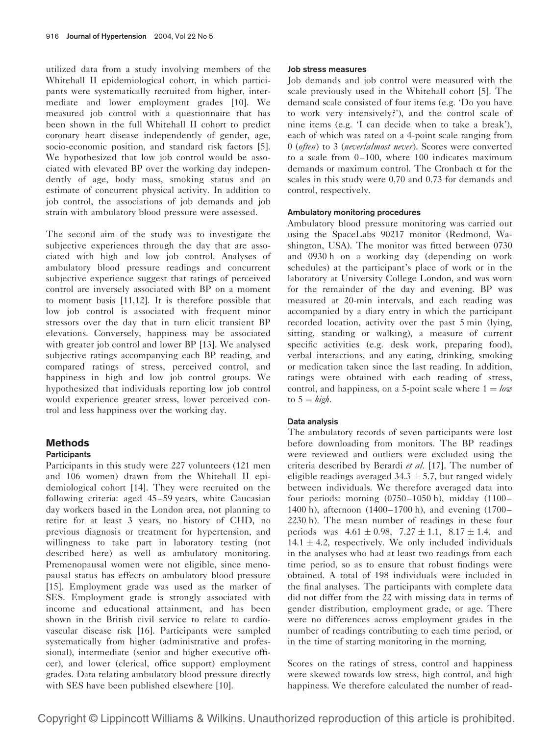utilized data from a study involving members of the Whitehall II epidemiological cohort, in which participants were systematically recruited from higher, intermediate and lower employment grades [10]. We measured job control with a questionnaire that has been shown in the full Whitehall II cohort to predict coronary heart disease independently of gender, age, socio-economic position, and standard risk factors [5]. We hypothesized that low job control would be associated with elevated BP over the working day independently of age, body mass, smoking status and an estimate of concurrent physical activity. In addition to job control, the associations of job demands and job strain with ambulatory blood pressure were assessed.

The second aim of the study was to investigate the subjective experiences through the day that are associated with high and low job control. Analyses of ambulatory blood pressure readings and concurrent subjective experience suggest that ratings of perceived control are inversely associated with BP on a moment to moment basis [11,12]. It is therefore possible that low job control is associated with frequent minor stressors over the day that in turn elicit transient BP elevations. Conversely, happiness may be associated with greater job control and lower BP [13]. We analysed subjective ratings accompanying each BP reading, and compared ratings of stress, perceived control, and happiness in high and low job control groups. We hypothesized that individuals reporting low job control would experience greater stress, lower perceived control and less happiness over the working day.

## Methods

### Participants

Participants in this study were 227 volunteers (121 men and 106 women) drawn from the Whitehall II epidemiological cohort [14]. They were recruited on the following criteria: aged 45–59 years, white Caucasian day workers based in the London area, not planning to retire for at least 3 years, no history of CHD, no previous diagnosis or treatment for hypertension, and willingness to take part in laboratory testing (not described here) as well as ambulatory monitoring. Premenopausal women were not eligible, since menopausal status has effects on ambulatory blood pressure [15]. Employment grade was used as the marker of SES. Employment grade is strongly associated with income and educational attainment, and has been shown in the British civil service to relate to cardiovascular disease risk [16]. Participants were sampled systematically from higher (administrative and professional), intermediate (senior and higher executive officer), and lower (clerical, office support) employment grades. Data relating ambulatory blood pressure directly with SES have been published elsewhere [10].

### Job stress measures

Job demands and job control were measured with the scale previously used in the Whitehall cohort [5]. The demand scale consisted of four items (e.g. 'Do you have to work very intensively?'), and the control scale of nine items (e.g. 'I can decide when to take a break'), each of which was rated on a 4-point scale ranging from 0 (*often*) to 3 (*never/almost never*). Scores were converted to a scale from 0–100, where 100 indicates maximum demands or maximum control. The Cronbach $\alpha$ for the scales in this study were 0.70 and 0.73 for demands and control, respectively.

### Ambulatory monitoring procedures

Ambulatory blood pressure monitoring was carried out using the SpaceLabs 90217 monitor (Redmond, Washington, USA). The monitor was fitted between 0730 and 0930 h on a working day (depending on work schedules) at the participant's place of work or in the laboratory at University College London, and was worn for the remainder of the day and evening. BP was measured at 20-min intervals, and each reading was accompanied by a diary entry in which the participant recorded location, activity over the past 5 min (lying, sitting, standing or walking), a measure of current specific activities (e.g. desk work, preparing food), verbal interactions, and any eating, drinking, smoking or medication taken since the last reading. In addition, ratings were obtained with each reading of stress, control, and happiness, on a 5-point scale where 1 = *low* to 5 = *high*.

### Data analysis

The ambulatory records of seven participants were lost before downloading from monitors. The BP readings were reviewed and outliers were excluded using the criteria described by Berardi *et al.* [17]. The number of eligible readings averaged $34.3 \pm 5.7$, but ranged widely between individuals. We therefore averaged data into four periods: morning (0750–1050 h), midday (1100–1400 h), afternoon (1400–1700 h), and evening (1700–2230 h). The mean number of readings in these four periods was $4.61 \pm 0.98$, $7.27 \pm 1.1$, $8.17 \pm 1.4$, and $14.1 \pm 4.2$, respectively. We only included individuals in the analyses who had at least two readings from each time period, so as to ensure that robust findings were obtained. A total of 198 individuals were included in the final analyses. The participants with complete data did not differ from the 22 with missing data in terms of gender distribution, employment grade, or age. There were no differences across employment grades in the number of readings contributing to each time period, or in the time of starting monitoring in the morning.

Scores on the ratings of stress, control and happiness were skewed towards low stress, high control, and high happiness. We therefore calculated the number of read-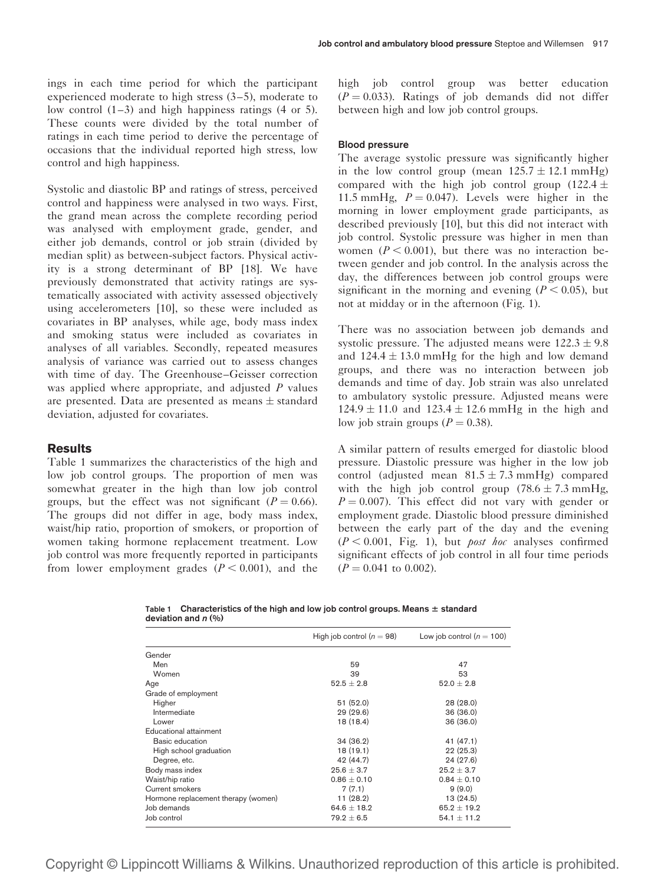ings in each time period for which the participant experienced moderate to high stress (3–5), moderate to low control (1–3) and high happiness ratings (4 or 5). These counts were divided by the total number of ratings in each time period to derive the percentage of occasions that the individual reported high stress, low control and high happiness.

Systolic and diastolic BP and ratings of stress, perceived control and happiness were analysed in two ways. First, the grand mean across the complete recording period was analysed with employment grade, gender, and either job demands, control or job strain (divided by median split) as between-subject factors. Physical activity is a strong determinant of BP [18]. We have previously demonstrated that activity ratings are systematically associated with activity assessed objectively using accelerometers [10], so these were included as covariates in BP analyses, while age, body mass index and smoking status were included as covariates in analyses of all variables. Secondly, repeated measures analysis of variance was carried out to assess changes with time of day. The Greenhouse–Geisser correction was applied where appropriate, and adjusted $P$ values are presented. Data are presented as means $\pm$ standard deviation, adjusted for covariates.

## Results

Table 1 summarizes the characteristics of the high and low job control groups. The proportion of men was somewhat greater in the high than low job control groups, but the effect was not significant ($P = 0.66$). The groups did not differ in age, body mass index, waist/hip ratio, proportion of smokers, or proportion of women taking hormone replacement treatment. Low job control was more frequently reported in participants from lower employment grades ($P < 0.001$), and the high job control group was better education ($P = 0.033$). Ratings of job demands did not differ between high and low job control groups.

### Blood pressure

The average systolic pressure was significantly higher in the low control group (mean $125.7 \pm 12.1$ mmHg) compared with the high job control group ($122.4 \pm 11.5$ mmHg, $P = 0.047$). Levels were higher in the morning in lower employment grade participants, as described previously [10], but this did not interact with job control. Systolic pressure was higher in men than women ($P < 0.001$), but there was no interaction between gender and job control. In the analysis across the day, the differences between job control groups were significant in the morning and evening ($P < 0.05$), but not at midday or in the afternoon (Fig. 1).

There was no association between job demands and systolic pressure. The adjusted means were $122.3 \pm 9.8$ and $124.4 \pm 13.0$ mmHg for the high and low demand groups, and there was no interaction between job demands and time of day. Job strain was also unrelated to ambulatory systolic pressure. Adjusted means were $124.9 \pm 11.0$ and $123.4 \pm 12.6$ mmHg in the high and low job strain groups ($P = 0.38$).

A similar pattern of results emerged for diastolic blood pressure. Diastolic pressure was higher in the low job control (adjusted mean $81.5 \pm 7.3$ mmHg) compared with the high job control group ($78.6 \pm 7.3$ mmHg, $P = 0.007$). This effect did not vary with gender or employment grade. Diastolic blood pressure diminished between the early part of the day and the evening ($P < 0.001$, Fig. 1), but *post hoc* analyses confirmed significant effects of job control in all four time periods ($P = 0.041$ to 0.002).

**Table 1 Characteristics of the high and low job control groups. Means ± standard deviation and *n* (%)**

| | High job control ($n = 98$) | Low job control ($n = 100$) |
|---|---|---|
| Gender | | |
| Men | 59 | 47 |
| Women | 39 | 53 |
| Age | $52.5 \pm 2.8$ | $52.0 \pm 2.8$ |
| Grade of employment | | |
| Higher | 51 (52.0) | 28 (28.0) |
| Intermediate | 29 (29.6) | 36 (36.0) |
| Lower | 18 (18.4) | 36 (36.0) |
| Educational attainment | | |
| Basic education | 34 (36.2) | 41 (47.1) |
| High school graduation | 18 (19.1) | 22 (25.3) |
| Degree, etc. | 42 (44.7) | 24 (27.6) |
| Body mass index | $25.6 \pm 3.7$ | $25.2 \pm 3.7$ |
| Waist/hip ratio | $0.86 \pm 0.10$ | $0.84 \pm 0.10$ |
| Current smokers | 7 (7.1) | 9 (9.0) |
| Hormone replacement therapy (women) | 11 (28.2) | 13 (24.5) |
| Job demands | $64.6 \pm 18.2$ | $65.2 \pm 19.2$ |
| Job control | $79.2 \pm 6.5$ | $54.1 \pm 11.2$ |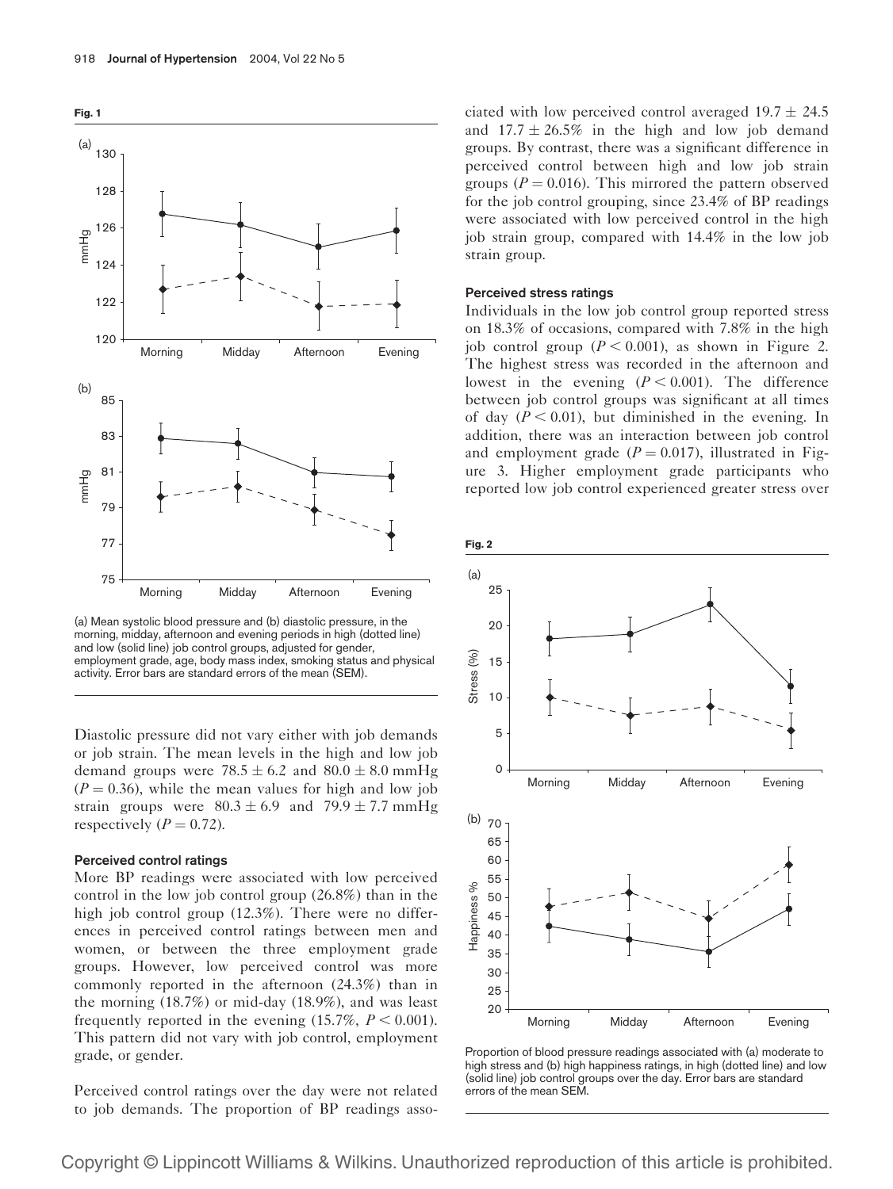**Fig. 1**

(a) Mean systolic blood pressure and (b) diastolic pressure, in the morning, midday, afternoon and evening periods in high (dotted line) and low (solid line) job control groups, adjusted for gender, employment grade, age, body mass index, smoking status and physical activity. Error bars are standard errors of the mean (SEM).

Diastolic pressure did not vary either with job demands or job strain. The mean levels in the high and low job demand groups were $78.5 \pm 6.2$ and $80.0 \pm 8.0$ mmHg ($P = 0.36$), while the mean values for high and low job strain groups were $80.3 \pm 6.9$ and $79.9 \pm 7.7$ mmHg respectively ($P = 0.72$).

### Perceived control ratings

More BP readings were associated with low perceived control in the low job control group (26.8%) than in the high job control group (12.3%). There were no differences in perceived control ratings between men and women, or between the three employment grade groups. However, low perceived control was more commonly reported in the afternoon (24.3%) than in the morning (18.7%) or mid-day (18.9%), and was least frequently reported in the evening (15.7%, $P < 0.001$). This pattern did not vary with job control, employment grade, or gender.

Perceived control ratings over the day were not related to job demands. The proportion of BP readings associated with low perceived control averaged $19.7 \pm 24.5$ and $17.7 \pm 26.5\%$ in the high and low job demand groups. By contrast, there was a significant difference in perceived control between high and low job strain groups ($P = 0.016$). This mirrored the pattern observed for the job control grouping, since 23.4% of BP readings were associated with low perceived control in the high job strain group, compared with 14.4% in the low job strain group.

### Perceived stress ratings

Individuals in the low job control group reported stress on 18.3% of occasions, compared with 7.8% in the high job control group ($P < 0.001$), as shown in Figure 2. The highest stress was recorded in the afternoon and lowest in the evening ($P < 0.001$). The difference between job control groups was significant at all times of day ($P < 0.01$), but diminished in the evening. In addition, there was an interaction between job control and employment grade ($P = 0.017$), illustrated in Figure 3. Higher employment grade participants who reported low job control experienced greater stress over

**Fig. 2**

Proportion of blood pressure readings associated with (a) moderate to high stress and (b) high happiness ratings, in high (dotted line) and low (solid line) job control groups over the day. Error bars are standard errors of the mean SEM.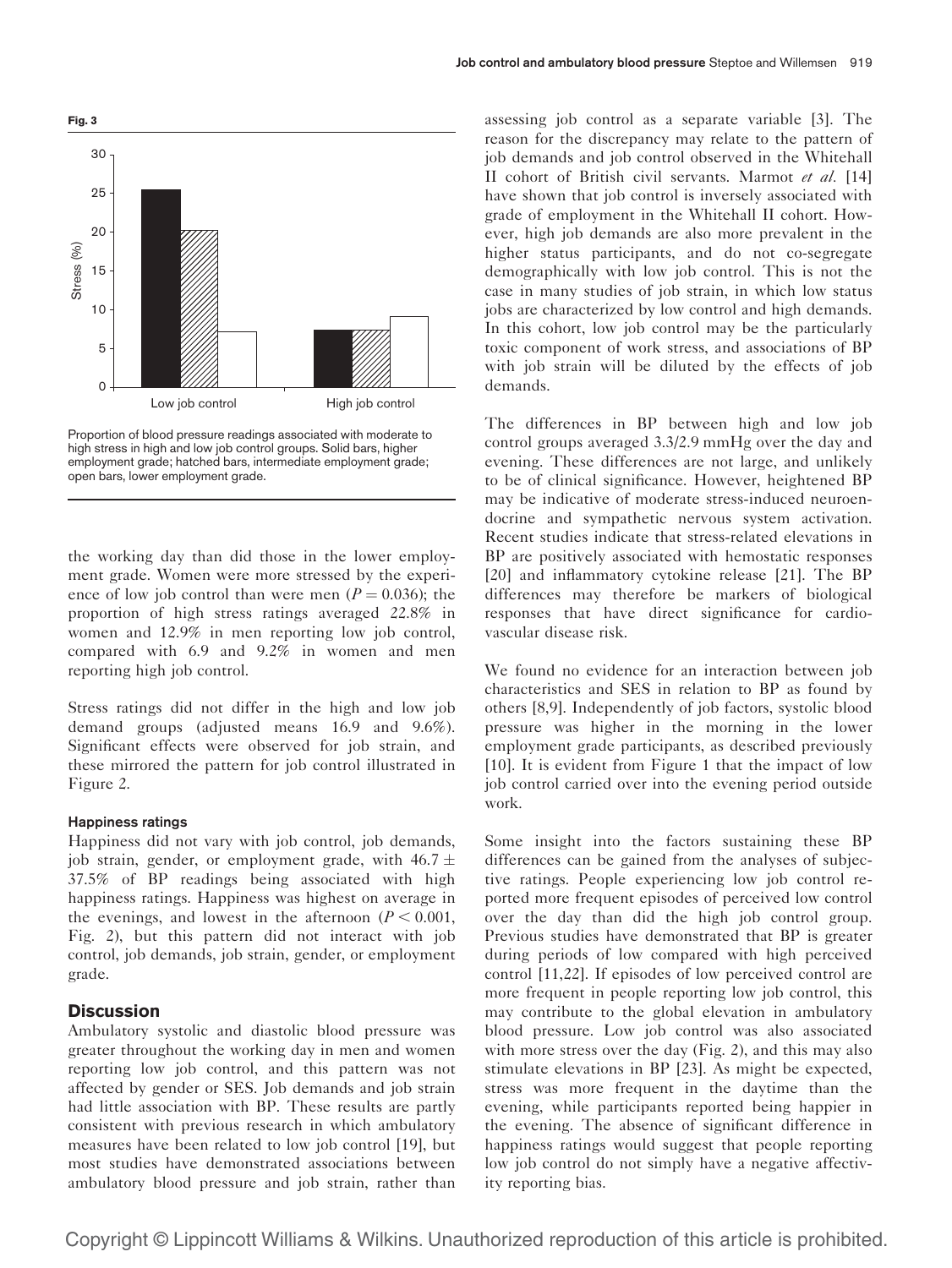**Fig. 3**

Proportion of blood pressure readings associated with moderate to high stress in high and low job control groups. Solid bars, higher employment grade; hatched bars, intermediate employment grade; open bars, lower employment grade.

the working day than did those in the lower employment grade. Women were more stressed by the experience of low job control than were men ($P = 0.036$); the proportion of high stress ratings averaged 22.8% in women and 12.9% in men reporting low job control, compared with 6.9 and 9.2% in women and men reporting high job control.

Stress ratings did not differ in the high and low job demand groups (adjusted means 16.9 and 9.6%). Significant effects were observed for job strain, and these mirrored the pattern for job control illustrated in Figure 2.

#### Happiness ratings

Happiness did not vary with job control, job demands, job strain, gender, or employment grade, with $46.7 \pm 37.5\%$ of BP readings being associated with high happiness ratings. Happiness was highest on average in the evenings, and lowest in the afternoon ($P < 0.001$, Fig. 2), but this pattern did not interact with job control, job demands, job strain, gender, or employment grade.

## Discussion

Ambulatory systolic and diastolic blood pressure was greater throughout the working day in men and women reporting low job control, and this pattern was not affected by gender or SES. Job demands and job strain had little association with BP. These results are partly consistent with previous research in which ambulatory measures have been related to low job control [19], but most studies have demonstrated associations between ambulatory blood pressure and job strain, rather than assessing job control as a separate variable [3]. The reason for the discrepancy may relate to the pattern of job demands and job control observed in the Whitehall II cohort of British civil servants. Marmot *et al.* [14] have shown that job control is inversely associated with grade of employment in the Whitehall II cohort. However, high job demands are also more prevalent in the higher status participants, and do not co-segregate demographically with low job control. This is not the case in many studies of job strain, in which low status jobs are characterized by low control and high demands. In this cohort, low job control may be the particularly toxic component of work stress, and associations of BP with job strain will be diluted by the effects of job demands.

The differences in BP between high and low job control groups averaged 3.3/2.9 mmHg over the day and evening. These differences are not large, and unlikely to be of clinical significance. However, heightened BP may be indicative of moderate stress-induced neuroendocrine and sympathetic nervous system activation. Recent studies indicate that stress-related elevations in BP are positively associated with hemostatic responses [20] and inflammatory cytokine release [21]. The BP differences may therefore be markers of biological responses that have direct significance for cardiovascular disease risk.

We found no evidence for an interaction between job characteristics and SES in relation to BP as found by others [8,9]. Independently of job factors, systolic blood pressure was higher in the morning in the lower employment grade participants, as described previously [10]. It is evident from Figure 1 that the impact of low job control carried over into the evening period outside work.

Some insight into the factors sustaining these BP differences can be gained from the analyses of subjective ratings. People experiencing low job control reported more frequent episodes of perceived low control over the day than did the high job control group. Previous studies have demonstrated that BP is greater during periods of low compared with high perceived control [11,22]. If episodes of low perceived control are more frequent in people reporting low job control, this may contribute to the global elevation in ambulatory blood pressure. Low job control was also associated with more stress over the day (Fig. 2), and this may also stimulate elevations in BP [23]. As might be expected, stress was more frequent in the daytime than the evening, while participants reported being happier in the evening. The absence of significant difference in happiness ratings would suggest that people reporting low job control do not simply have a negative affectivity reporting bias.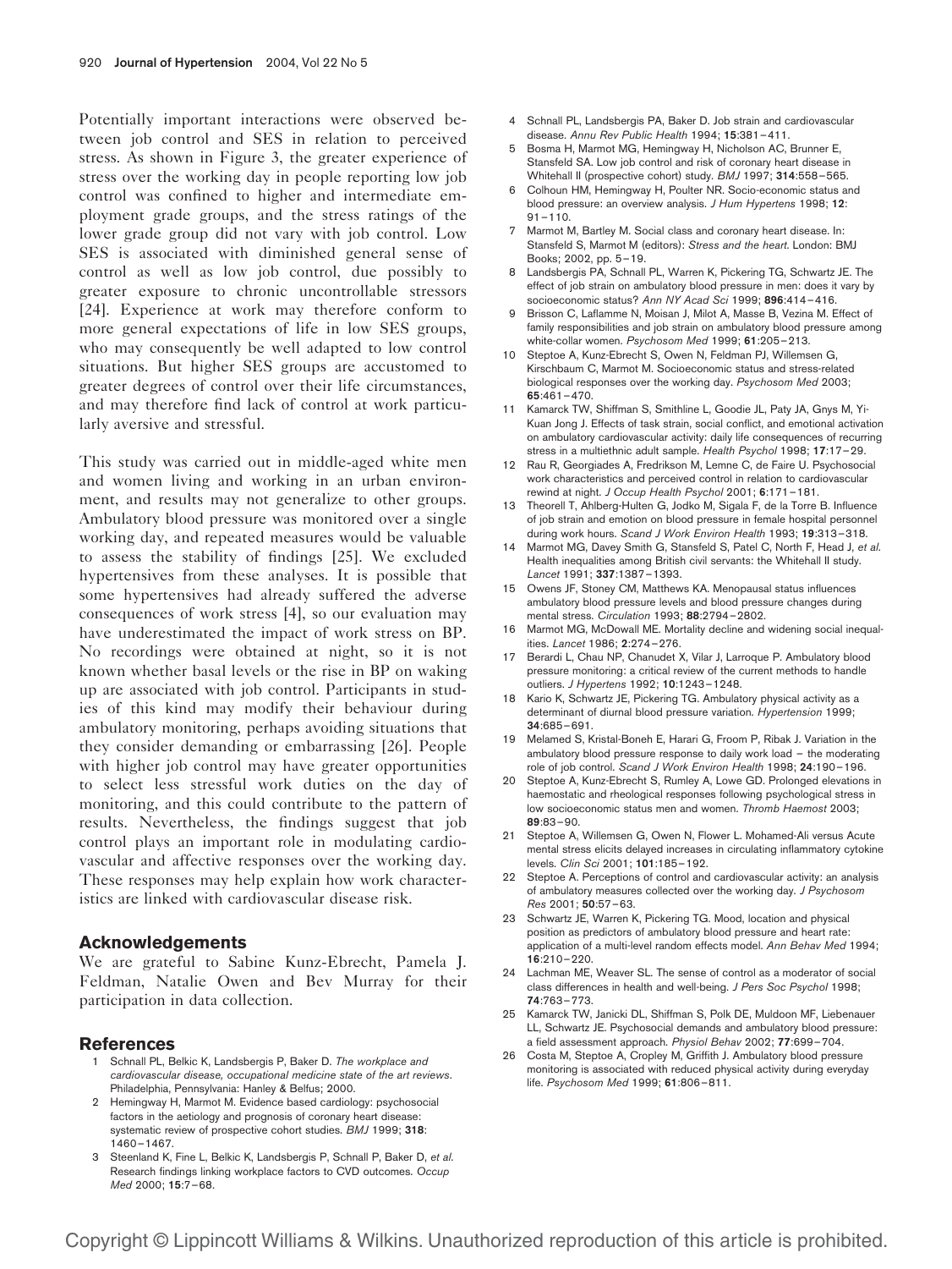Potentially important interactions were observed between job control and SES in relation to perceived stress. As shown in Figure 3, the greater experience of stress over the working day in people reporting low job control was confined to higher and intermediate employment grade groups, and the stress ratings of the lower grade group did not vary with job control. Low SES is associated with diminished general sense of control as well as low job control, due possibly to greater exposure to chronic uncontrollable stressors [24]. Experience at work may therefore conform to more general expectations of life in low SES groups, who may consequently be well adapted to low control situations. But higher SES groups are accustomed to greater degrees of control over their life circumstances, and may therefore find lack of control at work particularly aversive and stressful.

This study was carried out in middle-aged white men and women living and working in an urban environment, and results may not generalize to other groups. Ambulatory blood pressure was monitored over a single working day, and repeated measures would be valuable to assess the stability of findings [25]. We excluded hypertensives from these analyses. It is possible that some hypertensives had already suffered the adverse consequences of work stress [4], so our evaluation may have underestimated the impact of work stress on BP. No recordings were obtained at night, so it is not known whether basal levels or the rise in BP on waking up are associated with job control. Participants in studies of this kind may modify their behaviour during ambulatory monitoring, perhaps avoiding situations that they consider demanding or embarrassing [26]. People with higher job control may have greater opportunities to select less stressful work duties on the day of monitoring, and this could contribute to the pattern of results. Nevertheless, the findings suggest that job control plays an important role in modulating cardiovascular and affective responses over the working day. These responses may help explain how work characteristics are linked with cardiovascular disease risk.

## Acknowledgements

We are grateful to Sabine Kunz-Ebrecht, Pamela J. Feldman, Natalie Owen and Bev Murray for their participation in data collection.

## References

1. Schnall PL, Belkic K, Landsbergis P, Baker D. *The workplace and cardiovascular disease, occupational medicine state of the art reviews*. Philadelphia, Pennsylvania: Hanley & Belfus; 2000.
2. Hemingway H, Marmot M. Evidence based cardiology: psychosocial factors in the aetiology and prognosis of coronary heart disease: systematic review of prospective cohort studies. *BMJ* 1999; **318**: 1460–1467.
3. Steenland K, Fine L, Belkic K, Landsbergis P, Schnall P, Baker D, *et al.* Research findings linking workplace factors to CVD outcomes. *Occup Med* 2000; **15**:7–68.
4. Schnall PL, Landsbergis PA, Baker D. Job strain and cardiovascular disease. *Annu Rev Public Health* 1994; **15**:381–411.
5. Bosma H, Marmot MG, Hemingway H, Nicholson AC, Brunner E, Stansfeld SA. Low job control and risk of coronary heart disease in Whitehall II (prospective cohort) study. *BMJ* 1997; **314**:558–565.
6. Colhoun HM, Hemingway H, Poulter NR. Socio-economic status and blood pressure: an overview analysis. *J Hum Hypertens* 1998; **12**: 91–110.
7. Marmot M, Bartley M. Social class and coronary heart disease. In: Stansfeld S, Marmot M (editors): *Stress and the heart*. London: BMJ Books; 2002, pp. 5–19.
8. Landsbergis PA, Schnall PL, Warren K, Pickering TG, Schwartz JE. The effect of job strain on ambulatory blood pressure in men: does it vary by socioeconomic status? *Ann NY Acad Sci* 1999; **896**:414–416.
9. Brisson C, Laflamme N, Moisan J, Milot A, Masse B, Vezina M. Effect of family responsibilities and job strain on ambulatory blood pressure among white-collar women. *Psychosom Med* 1999; **61**:205–213.
10. Steptoe A, Kunz-Ebrecht S, Owen N, Feldman PJ, Willemsen G, Kirschbaum C, Marmot M. Socioeconomic status and stress-related biological responses over the working day. *Psychosom Med* 2003; **65**:461–470.
11. Kamarck TW, Shiffman S, Smithline L, Goodie JL, Paty JA, Gnys M, Yi-Kuan Jong J. Effects of task strain, social conflict, and emotional activation on ambulatory cardiovascular activity: daily life consequences of recurring stress in a multiethnic adult sample. *Health Psychol* 1998; **17**:17–29.
12. Rau R, Georgiades A, Fredrikson M, Lemne C, de Faire U. Psychosocial work characteristics and perceived control in relation to cardiovascular rewind at night. *J Occup Health Psychol* 2001; **6**:171–181.
13. Theorell T, Ahlberg-Hulten G, Jodko M, Sigala F, de la Torre B. Influence of job strain and emotion on blood pressure in female hospital personnel during work hours. *Scand J Work Environ Health* 1993; **19**:313–318.
14. Marmot MG, Davey Smith G, Stansfeld S, Patel C, North F, Head J, *et al.* Health inequalities among British civil servants: the Whitehall II study. *Lancet* 1991; **337**:1387–1393.
15. Owens JF, Stoney CM, Matthews KA. Menopausal status influences ambulatory blood pressure levels and blood pressure changes during mental stress. *Circulation* 1993; **88**:2794–2802.
16. Marmot MG, McDowall ME. Mortality decline and widening social inequalities. *Lancet* 1986; **2**:274–276.
17. Berardi L, Chau NP, Chanudet X, Vilar J, Larroque P. Ambulatory blood pressure monitoring: a critical review of the current methods to handle outliers. *J Hypertens* 1992; **10**:1243–1248.
18. Kario K, Schwartz JE, Pickering TG. Ambulatory physical activity as a determinant of diurnal blood pressure variation. *Hypertension* 1999; **34**:685–691.
19. Melamed S, Kristal-Boneh E, Harari G, Froom P, Ribak J. Variation in the ambulatory blood pressure response to daily work load – the moderating role of job control. *Scand J Work Environ Health* 1998; **24**:190–196.
20. Steptoe A, Kunz-Ebrecht S, Rumley A, Lowe GD. Prolonged elevations in haemostatic and rheological responses following psychological stress in low socioeconomic status men and women. *Thromb Haemost* 2003; **89**:83–90.
21. Steptoe A, Willemsen G, Owen N, Flower L. Mohamed-Ali versus Acute mental stress elicits delayed increases in circulating inflammatory cytokine levels. *Clin Sci* 2001; **101**:185–192.
22. Steptoe A. Perceptions of control and cardiovascular activity: an analysis of ambulatory measures collected over the working day. *J Psychosom Res* 2001; **50**:57–63.
23. Schwartz JE, Warren K, Pickering TG. Mood, location and physical position as predictors of ambulatory blood pressure and heart rate: application of a multi-level random effects model. *Ann Behav Med* 1994; **16**:210–220.
24. Lachman ME, Weaver SL. The sense of control as a moderator of social class differences in health and well-being. *J Pers Soc Psychol* 1998; **74**:763–773.
25. Kamarck TW, Janicki DL, Shiffman S, Polk DE, Muldoon MF, Liebenauer LL, Schwartz JE. Psychosocial demands and ambulatory blood pressure: a field assessment approach. *Physiol Behav* 2002; **77**:699–704.
26. Costa M, Steptoe A, Cropley M, Griffith J. Ambulatory blood pressure monitoring is associated with reduced physical activity during everyday life. *Psychosom Med* 1999; **61**:806–811.